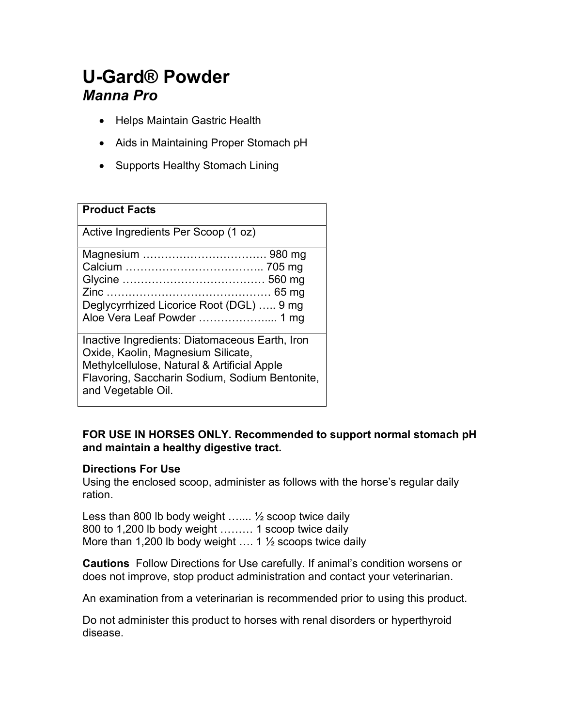# U-Gard® Powder

## *Manna Pro*

- Helps Maintain Gastric Health
- Aids in Maintaining Proper Stomach pH
- Supports Healthy Stomach Lining

| **Product Facts** |
|---|
| Active Ingredients Per Scoop (1 oz) |
| Magnesium …………………………… 980 mg<br>Calcium ……………………………….. 705 mg<br>Glycine ………………………………… 560 mg<br>Zinc ……………………………………… 65 mg<br>Deglycyrrhized Licorice Root (DGL) ….. 9 mg<br>Aloe Vera Leaf Powder ………………... 1 mg |
| Inactive Ingredients: Diatomaceous Earth, Iron Oxide, Kaolin, Magnesium Silicate, Methylcellulose, Natural & Artificial Apple Flavoring, Saccharin Sodium, Sodium Bentonite, and Vegetable Oil. |

**FOR USE IN HORSES ONLY. Recommended to support normal stomach pH and maintain a healthy digestive tract.**

**Directions For Use**

Using the enclosed scoop, administer as follows with the horse's regular daily ration.

Less than 800 lb body weight …... ½ scoop twice daily
800 to 1,200 lb body weight ……… 1 scoop twice daily
More than 1,200 lb body weight …. 1 ½ scoops twice daily

**Cautions** Follow Directions for Use carefully. If animal's condition worsens or does not improve, stop product administration and contact your veterinarian.

An examination from a veterinarian is recommended prior to using this product.

Do not administer this product to horses with renal disorders or hyperthyroid disease.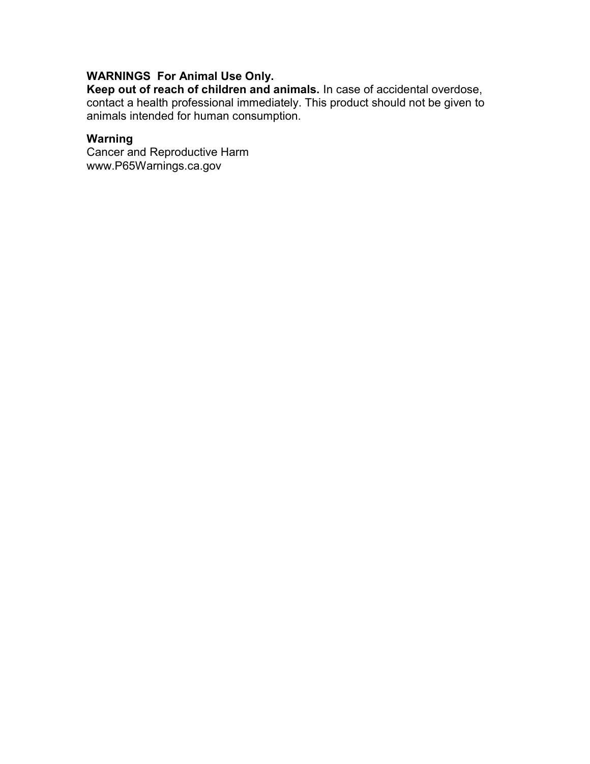**WARNINGS For Animal Use Only.**
**Keep out of reach of children and animals.** In case of accidental overdose, contact a health professional immediately. This product should not be given to animals intended for human consumption.

**Warning**
Cancer and Reproductive Harm
www.P65Warnings.ca.gov